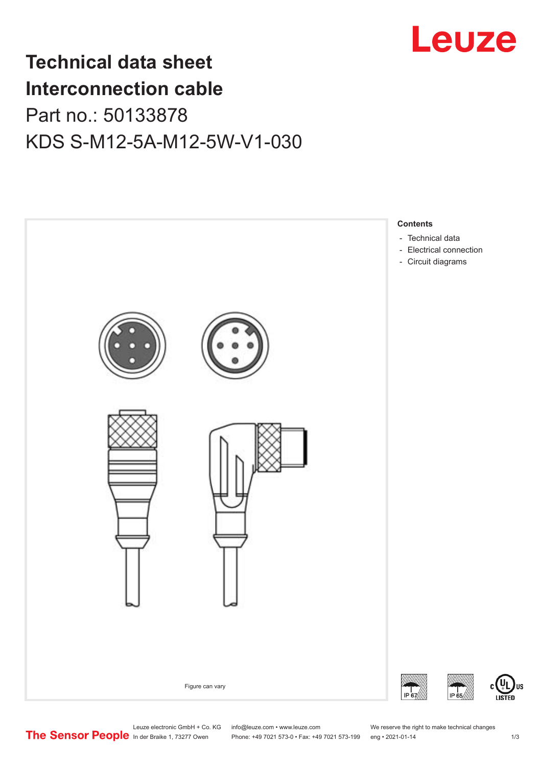# Technical data sheet
# Interconnection cable
## Part no.: 50133878
## KDS S-M12-5A-M12-5W-V1-030

Figure can vary

**Contents**

- Technical data
- Electrical connection
- Circuit diagrams

IP 67 IP 65

Leuze electronic GmbH + Co. KG
In der Braike 1, 73277 Owen

info@leuze.com • www.leuze.com
Phone: +49 7021 573-0 • Fax: +49 7021 573-199

We reserve the right to make technical changes
eng • 2021-01-14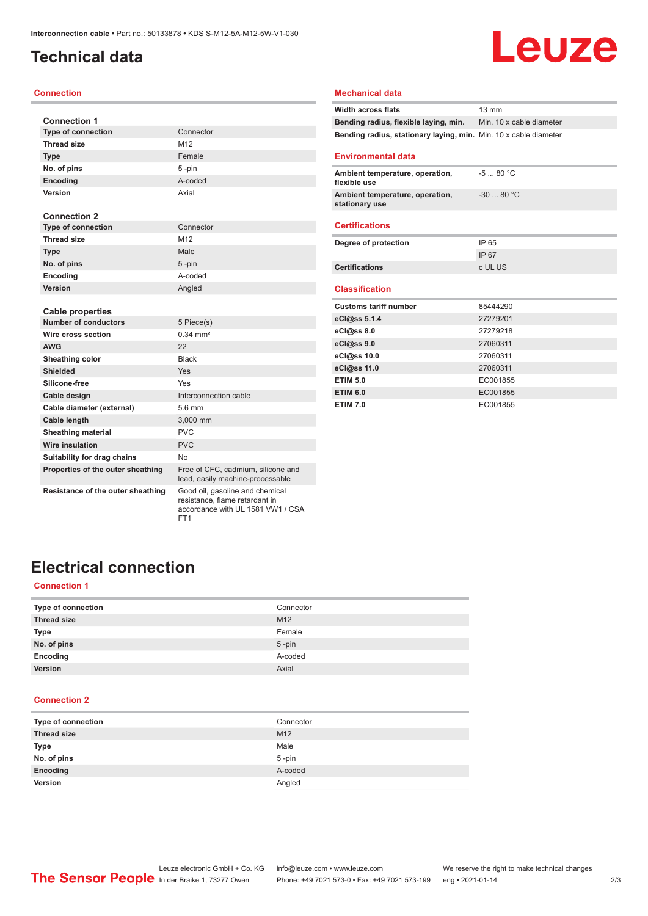# Technical data

## Connection

| Connection 1 | |
|---|---|
| Type of connection | Connector |
| Thread size | M12 |
| Type | Female |
| No. of pins | 5 -pin |
| Encoding | A-coded |
| Version | Axial |

| Connection 2 | |
|---|---|
| Type of connection | Connector |
| Thread size | M12 |
| Type | Male |
| No. of pins | 5 -pin |
| Encoding | A-coded |
| Version | Angled |

| Cable properties | |
|---|---|
| Number of conductors | 5 Piece(s) |
| Wire cross section | 0.34 mm² |
| AWG | 22 |
| Sheathing color | Black |
| Shielded | Yes |
| Silicone-free | Yes |
| Cable design | Interconnection cable |
| Cable diameter (external) | 5.6 mm |
| Cable length | 3,000 mm |
| Sheathing material | PVC |
| Wire insulation | PVC |
| Suitability for drag chains | No |
| Properties of the outer sheathing | Free of CFC, cadmium, silicone and lead, easily machine-processable |
| Resistance of the outer sheathing | Good oil, gasoline and chemical resistance, flame retardant in accordance with UL 1581 VW1 / CSA FT1 |

## Mechanical data

| | |
|---|---|
| Width across flats | 13 mm |
| Bending radius, flexible laying, min. | Min. 10 x cable diameter |
| Bending radius, stationary laying, min. | Min. 10 x cable diameter |

## Environmental data

| | |
|---|---|
| Ambient temperature, operation, flexible use | -5 ... 80 °C |
| Ambient temperature, operation, stationary use | -30 ... 80 °C |

## Certifications

| | |
|---|---|
| Degree of protection | IP 65 |
| | IP 67 |
| Certifications | c UL US |

## Classification

| | |
|---|---|
| Customs tariff number | 85444290 |
| eCl@ss 5.1.4 | 27279201 |
| eCl@ss 8.0 | 27279218 |
| eCl@ss 9.0 | 27060311 |
| eCl@ss 10.0 | 27060311 |
| eCl@ss 11.0 | 27060311 |
| ETIM 5.0 | EC001855 |
| ETIM 6.0 | EC001855 |
| ETIM 7.0 | EC001855 |

# Electrical connection

## Connection 1

| | |
|---|---|
| Type of connection | Connector |
| Thread size | M12 |
| Type | Female |
| No. of pins | 5 -pin |
| Encoding | A-coded |
| Version | Axial |

## Connection 2

| | |
|---|---|
| Type of connection | Connector |
| Thread size | M12 |
| Type | Male |
| No. of pins | 5 -pin |
| Encoding | A-coded |
| Version | Angled |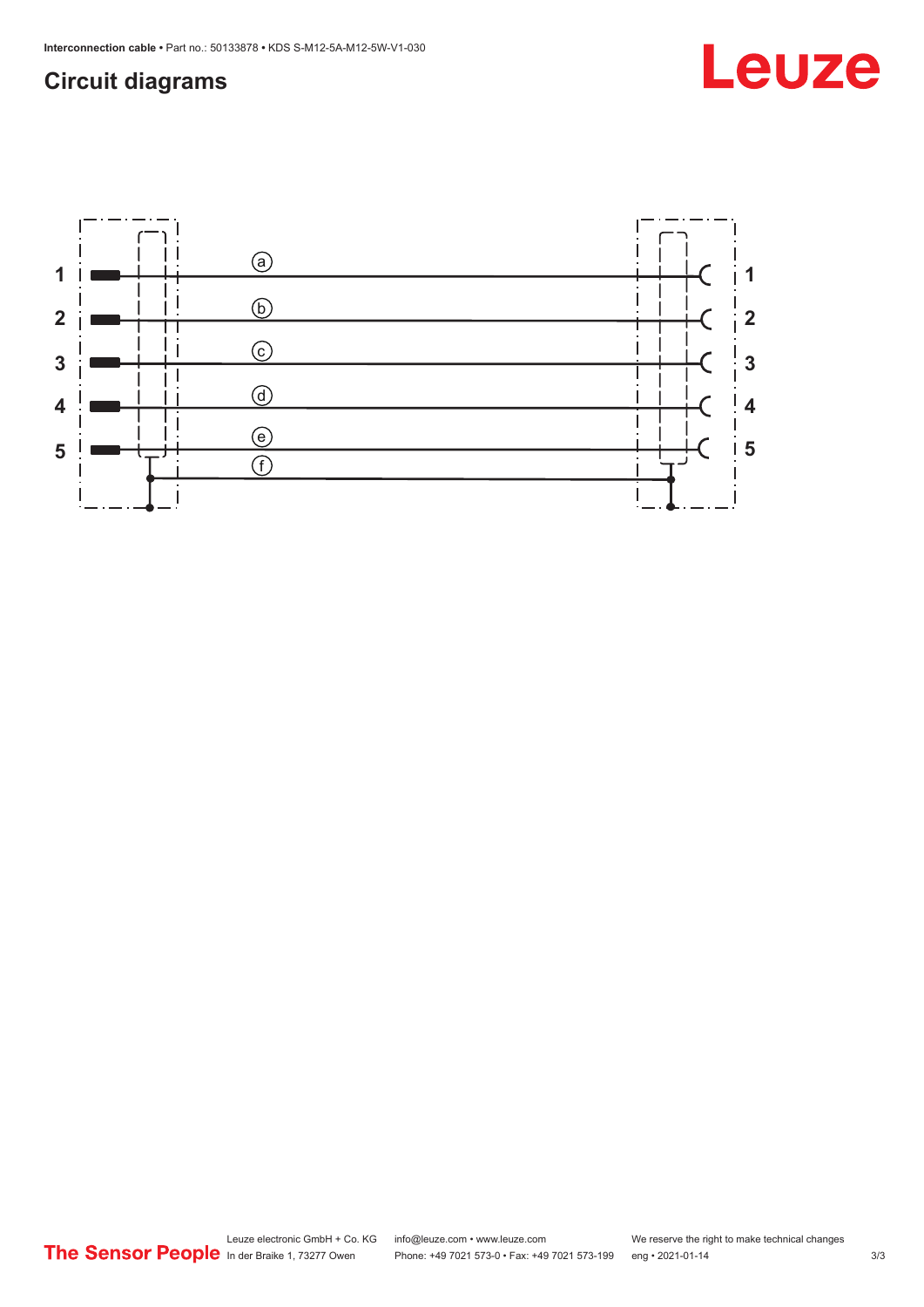## Circuit diagrams

1
2
3
4
5

a
b
c
d
e
f

1
2
3
4
5